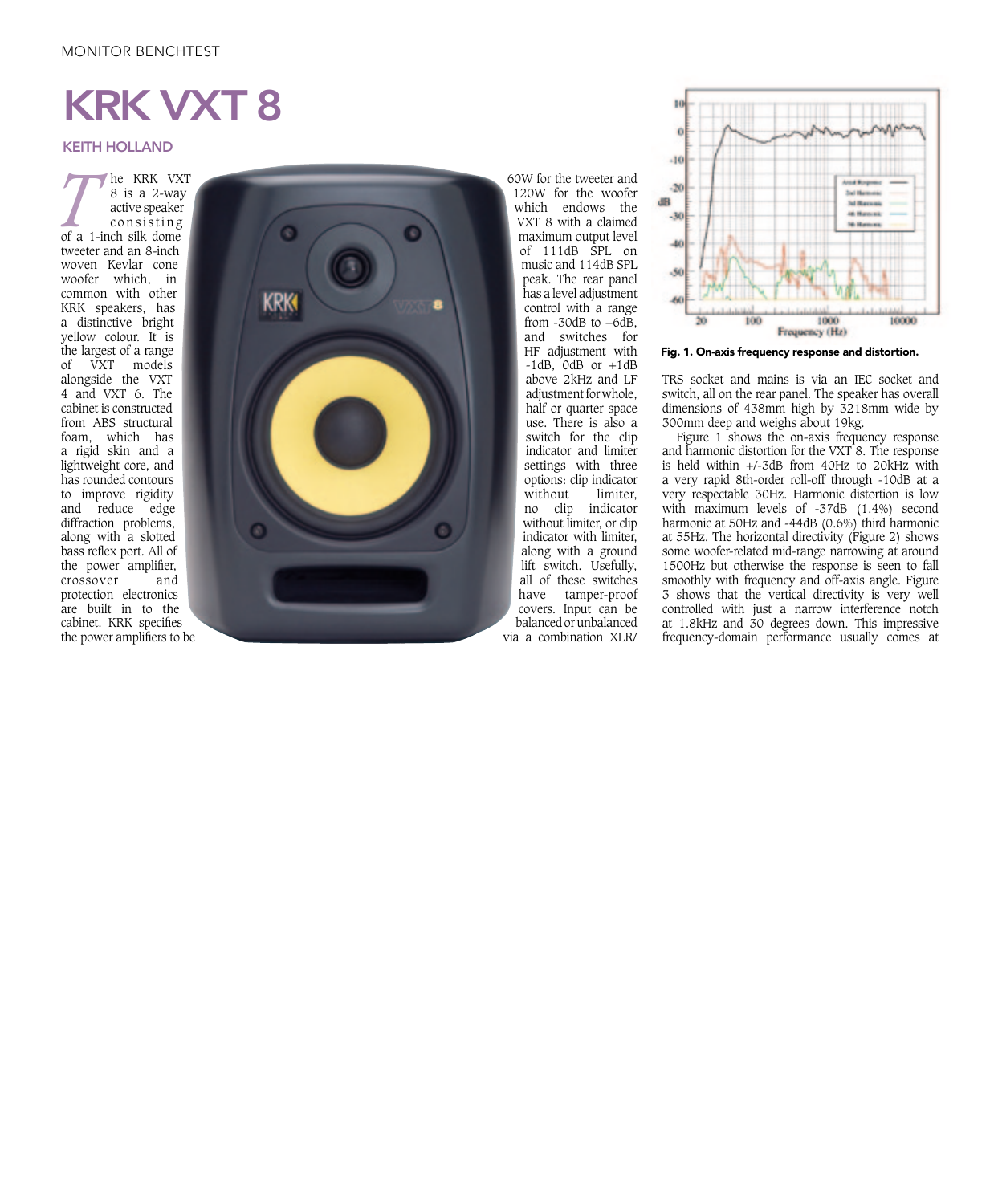MONITOR BENCHTEST

# KRK VXT 8

**KEITH HOLLAND**

The KRK VXT 8 is a 2-way active speaker consisting of a 1-inch silk dome tweeter and an 8-inch woven Kevlar cone woofer which, in common with other KRK speakers, has a distinctive bright yellow colour. It is the largest of a range of VXT models alongside the VXT 4 and VXT 6. The cabinet is constructed from ABS structural foam, which has a rigid skin and a lightweight core, and has rounded contours to improve rigidity and reduce edge diffraction problems, along with a slotted bass reflex port. All of the power amplifier, crossover and protection electronics are built in to the cabinet. KRK specifies the power amplifiers to be 60W for the tweeter and 120W for the woofer which endows the VXT 8 with a claimed maximum output level of 111dB SPL on music and 114dB SPL peak. The rear panel has a level adjustment control with a range from -30dB to +6dB, and switches for HF adjustment with -1dB, 0dB or +1dB above 2kHz and LF adjustment for whole, half or quarter space use. There is also a switch for the clip indicator and limiter settings with three options: clip indicator without limiter, no clip indicator without limiter, or clip indicator with limiter, along with a ground lift switch. Usefully, all of these switches have tamper-proof covers. Input can be balanced or unbalanced via a combination XLR/TRS socket and mains is via an IEC socket and switch, all on the rear panel. The speaker has overall dimensions of 438mm high by 3218mm wide by 300mm deep and weighs about 19kg.

**Fig. 1. On-axis frequency response and distortion.**

Figure 1 shows the on-axis frequency response and harmonic distortion for the VXT 8. The response is held within +/-3dB from 40Hz to 20kHz with a very rapid 8th-order roll-off through -10dB at a very respectable 30Hz. Harmonic distortion is low with maximum levels of -37dB (1.4%) second harmonic at 50Hz and -44dB (0.6%) third harmonic at 55Hz. The horizontal directivity (Figure 2) shows some woofer-related mid-range narrowing at around 1500Hz but otherwise the response is seen to fall smoothly with frequency and off-axis angle. Figure 3 shows that the vertical directivity is very well controlled with just a narrow interference notch at 1.8kHz and 30 degrees down. This impressive frequency-domain performance usually comes at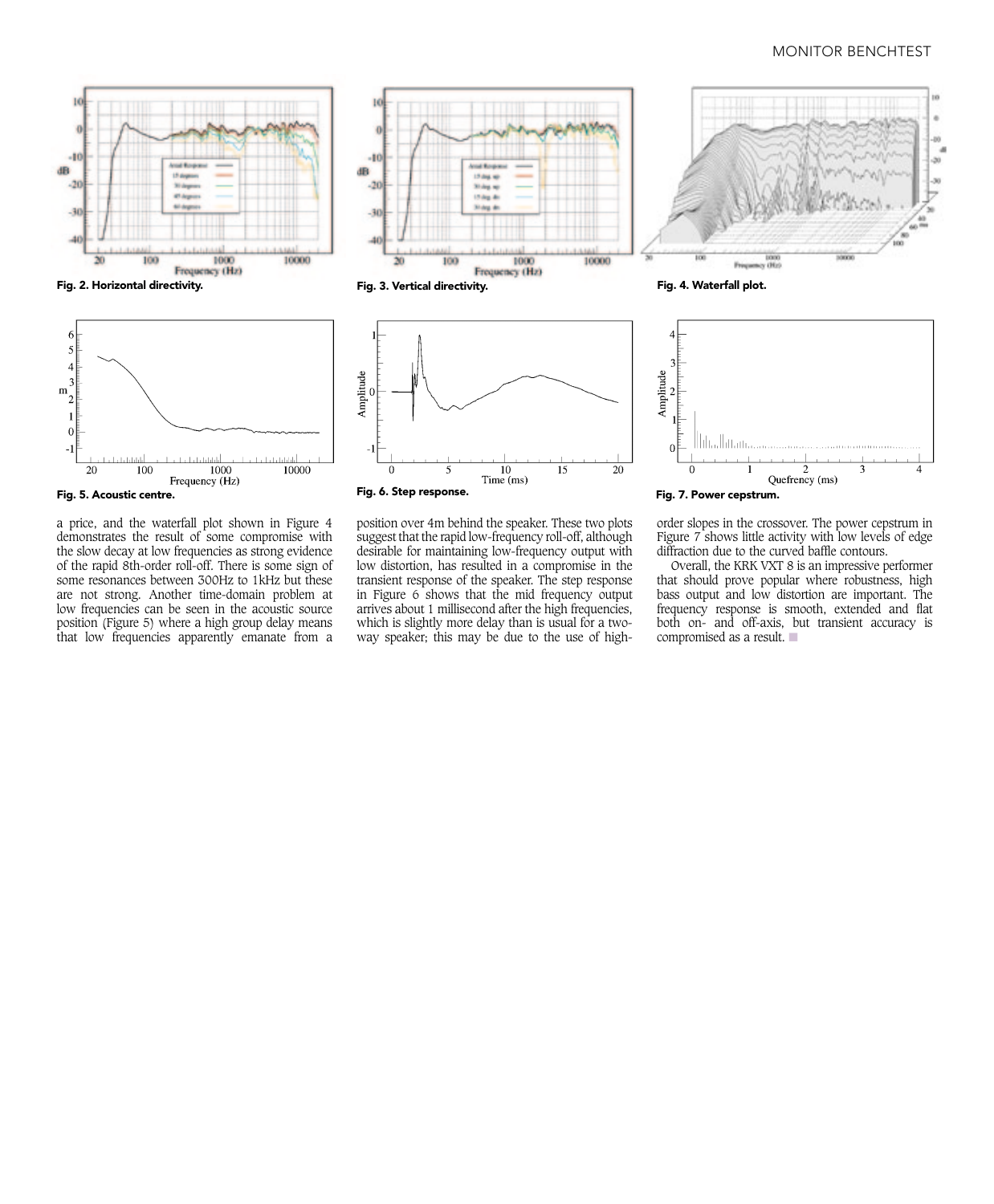Fig. 2. Horizontal directivity.

Fig. 3. Vertical directivity.

Fig. 4. Waterfall plot.

Fig. 5. Acoustic centre.

Fig. 6. Step response.

Fig. 7. Power cepstrum.

a price, and the waterfall plot shown in Figure 4 demonstrates the result of some compromise with the slow decay at low frequencies as strong evidence of the rapid 8th-order roll-off. There is some sign of some resonances between 300Hz to 1kHz but these are not strong. Another time-domain problem at low frequencies can be seen in the acoustic source position (Figure 5) where a high group delay means that low frequencies apparently emanate from a position over 4m behind the speaker. These two plots suggest that the rapid low-frequency roll-off, although desirable for maintaining low-frequency output with low distortion, has resulted in a compromise in the transient response of the speaker. The step response in Figure 6 shows that the mid frequency output arrives about 1 millisecond after the high frequencies, which is slightly more delay than is usual for a two-way speaker; this may be due to the use of high-order slopes in the crossover. The power cepstrum in Figure 7 shows little activity with low levels of edge diffraction due to the curved baffle contours.

Overall, the KRK VXT 8 is an impressive performer that should prove popular where robustness, high bass output and low distortion are important. The frequency response is smooth, extended and flat both on- and off-axis, but transient accuracy is compromised as a result. ■